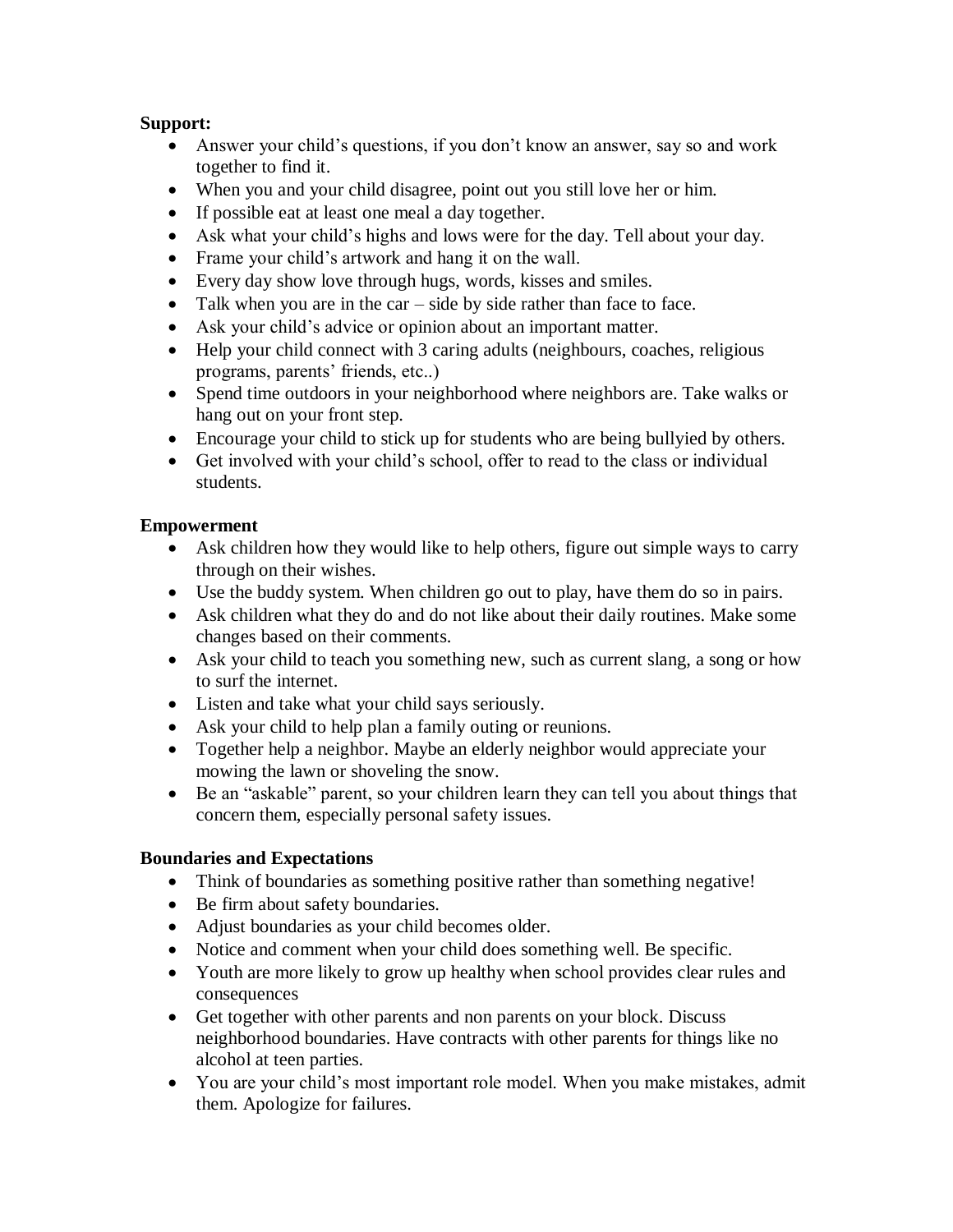**Support:**

- Answer your child's questions, if you don't know an answer, say so and work together to find it.
- When you and your child disagree, point out you still love her or him.
- If possible eat at least one meal a day together.
- Ask what your child's highs and lows were for the day. Tell about your day.
- Frame your child's artwork and hang it on the wall.
- Every day show love through hugs, words, kisses and smiles.
- Talk when you are in the car – side by side rather than face to face.
- Ask your child's advice or opinion about an important matter.
- Help your child connect with 3 caring adults (neighbours, coaches, religious programs, parents' friends, etc..)
- Spend time outdoors in your neighborhood where neighbors are. Take walks or hang out on your front step.
- Encourage your child to stick up for students who are being bullyied by others.
- Get involved with your child's school, offer to read to the class or individual students.

**Empowerment**

- Ask children how they would like to help others, figure out simple ways to carry through on their wishes.
- Use the buddy system. When children go out to play, have them do so in pairs.
- Ask children what they do and do not like about their daily routines. Make some changes based on their comments.
- Ask your child to teach you something new, such as current slang, a song or how to surf the internet.
- Listen and take what your child says seriously.
- Ask your child to help plan a family outing or reunions.
- Together help a neighbor. Maybe an elderly neighbor would appreciate your mowing the lawn or shoveling the snow.
- Be an "askable" parent, so your children learn they can tell you about things that concern them, especially personal safety issues.

**Boundaries and Expectations**

- Think of boundaries as something positive rather than something negative!
- Be firm about safety boundaries.
- Adjust boundaries as your child becomes older.
- Notice and comment when your child does something well. Be specific.
- Youth are more likely to grow up healthy when school provides clear rules and consequences
- Get together with other parents and non parents on your block. Discuss neighborhood boundaries. Have contracts with other parents for things like no alcohol at teen parties.
- You are your child's most important role model. When you make mistakes, admit them. Apologize for failures.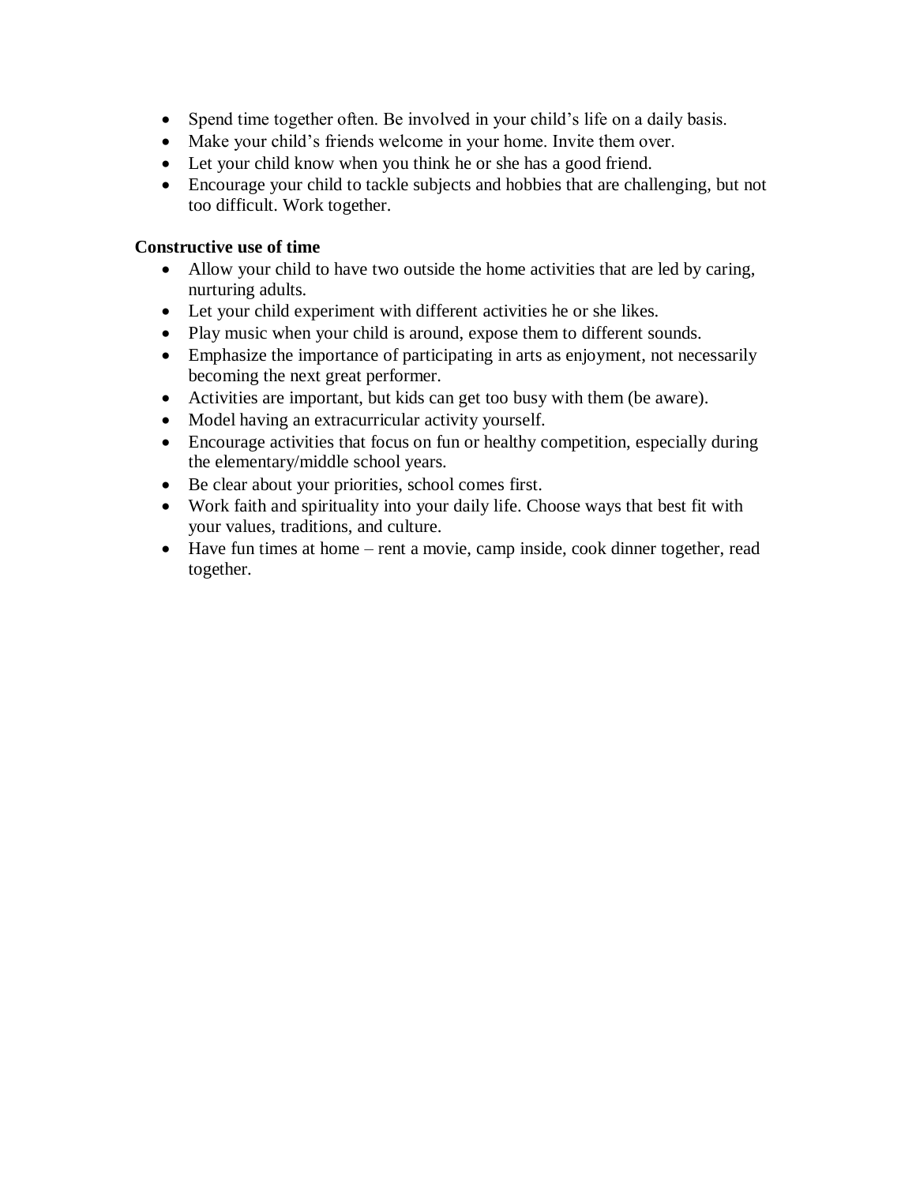- Spend time together often. Be involved in your child's life on a daily basis.
- Make your child's friends welcome in your home. Invite them over.
- Let your child know when you think he or she has a good friend.
- Encourage your child to tackle subjects and hobbies that are challenging, but not too difficult. Work together.

**Constructive use of time**

- Allow your child to have two outside the home activities that are led by caring, nurturing adults.
- Let your child experiment with different activities he or she likes.
- Play music when your child is around, expose them to different sounds.
- Emphasize the importance of participating in arts as enjoyment, not necessarily becoming the next great performer.
- Activities are important, but kids can get too busy with them (be aware).
- Model having an extracurricular activity yourself.
- Encourage activities that focus on fun or healthy competition, especially during the elementary/middle school years.
- Be clear about your priorities, school comes first.
- Work faith and spirituality into your daily life. Choose ways that best fit with your values, traditions, and culture.
- Have fun times at home – rent a movie, camp inside, cook dinner together, read together.